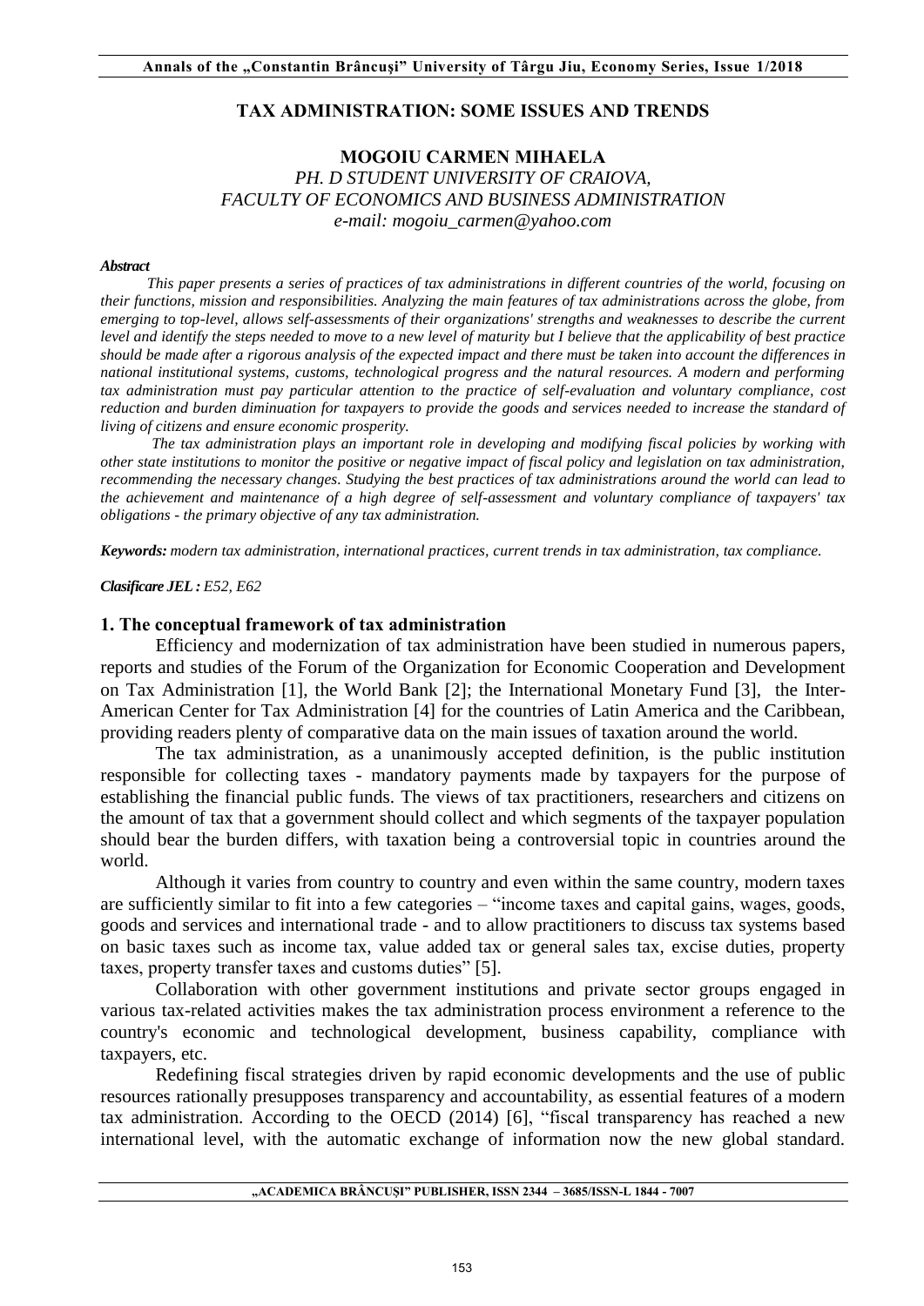# TAX ADMINISTRATION: SOME ISSUES AND TRENDS

**MOGOIU CARMEN MIHAELA**
*PH. D STUDENT UNIVERSITY OF CRAIOVA,*
*FACULTY OF ECONOMICS AND BUSINESS ADMINISTRATION*
*e-mail: mogoiu_carmen@yahoo.com*

***Abstract***

*This paper presents a series of practices of tax administrations in different countries of the world, focusing on their functions, mission and responsibilities. Analyzing the main features of tax administrations across the globe, from emerging to top-level, allows self-assessments of their organizations' strengths and weaknesses to describe the current level and identify the steps needed to move to a new level of maturity but I believe that the applicability of best practice should be made after a rigorous analysis of the expected impact and there must be taken into account the differences in national institutional systems, customs, technological progress and the natural resources. A modern and performing tax administration must pay particular attention to the practice of self-evaluation and voluntary compliance, cost reduction and burden diminuation for taxpayers to provide the goods and services needed to increase the standard of living of citizens and ensure economic prosperity.*

*The tax administration plays an important role in developing and modifying fiscal policies by working with other state institutions to monitor the positive or negative impact of fiscal policy and legislation on tax administration, recommending the necessary changes. Studying the best practices of tax administrations around the world can lead to the achievement and maintenance of a high degree of self-assessment and voluntary compliance of taxpayers' tax obligations - the primary objective of any tax administration.*

***Keywords:*** *modern tax administration, international practices, current trends in tax administration, tax compliance.*

***Clasificare JEL :*** *E52, E62*

## 1. The conceptual framework of tax administration

Efficiency and modernization of tax administration have been studied in numerous papers, reports and studies of the Forum of the Organization for Economic Cooperation and Development on Tax Administration [1], the World Bank [2]; the International Monetary Fund [3], the Inter-American Center for Tax Administration [4] for the countries of Latin America and the Caribbean, providing readers plenty of comparative data on the main issues of taxation around the world.

The tax administration, as a unanimously accepted definition, is the public institution responsible for collecting taxes - mandatory payments made by taxpayers for the purpose of establishing the financial public funds. The views of tax practitioners, researchers and citizens on the amount of tax that a government should collect and which segments of the taxpayer population should bear the burden differs, with taxation being a controversial topic in countries around the world.

Although it varies from country to country and even within the same country, modern taxes are sufficiently similar to fit into a few categories – "income taxes and capital gains, wages, goods, goods and services and international trade - and to allow practitioners to discuss tax systems based on basic taxes such as income tax, value added tax or general sales tax, excise duties, property taxes, property transfer taxes and customs duties" [5].

Collaboration with other government institutions and private sector groups engaged in various tax-related activities makes the tax administration process environment a reference to the country's economic and technological development, business capability, compliance with taxpayers, etc.

Redefining fiscal strategies driven by rapid economic developments and the use of public resources rationally presupposes transparency and accountability, as essential features of a modern tax administration. According to the OECD (2014) [6], "fiscal transparency has reached a new international level, with the automatic exchange of information now the new global standard.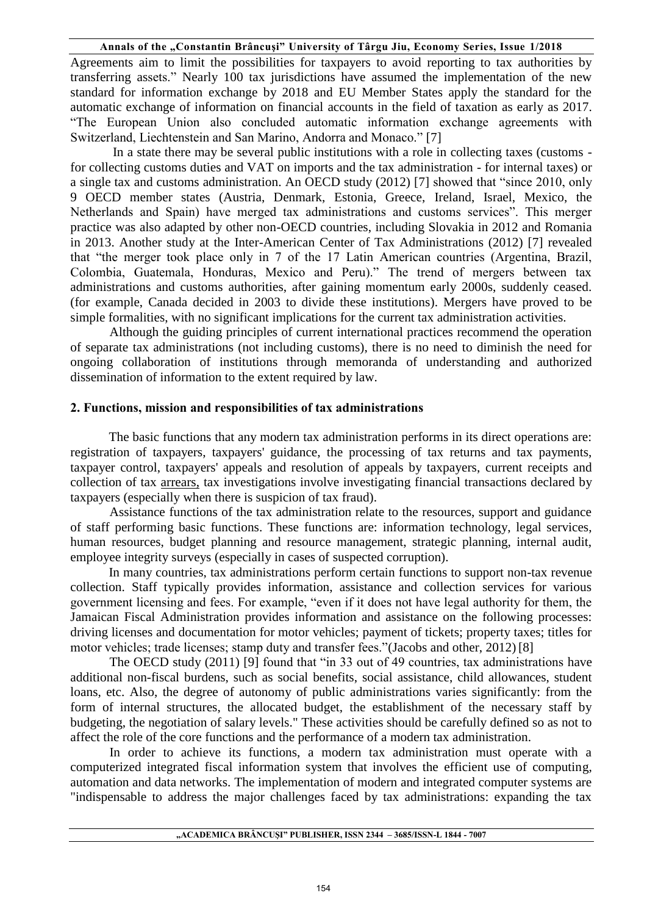Agreements aim to limit the possibilities for taxpayers to avoid reporting to tax authorities by transferring assets." Nearly 100 tax jurisdictions have assumed the implementation of the new standard for information exchange by 2018 and EU Member States apply the standard for the automatic exchange of information on financial accounts in the field of taxation as early as 2017. "The European Union also concluded automatic information exchange agreements with Switzerland, Liechtenstein and San Marino, Andorra and Monaco." [7]

In a state there may be several public institutions with a role in collecting taxes (customs - for collecting customs duties and VAT on imports and the tax administration - for internal taxes) or a single tax and customs administration. An OECD study (2012) [7] showed that "since 2010, only 9 OECD member states (Austria, Denmark, Estonia, Greece, Ireland, Israel, Mexico, the Netherlands and Spain) have merged tax administrations and customs services". This merger practice was also adapted by other non-OECD countries, including Slovakia in 2012 and Romania in 2013. Another study at the Inter-American Center of Tax Administrations (2012) [7] revealed that "the merger took place only in 7 of the 17 Latin American countries (Argentina, Brazil, Colombia, Guatemala, Honduras, Mexico and Peru)." The trend of mergers between tax administrations and customs authorities, after gaining momentum early 2000s, suddenly ceased. (for example, Canada decided in 2003 to divide these institutions). Mergers have proved to be simple formalities, with no significant implications for the current tax administration activities.

Although the guiding principles of current international practices recommend the operation of separate tax administrations (not including customs), there is no need to diminish the need for ongoing collaboration of institutions through memoranda of understanding and authorized dissemination of information to the extent required by law.

## 2. Functions, mission and responsibilities of tax administrations

The basic functions that any modern tax administration performs in its direct operations are: registration of taxpayers, taxpayers' guidance, the processing of tax returns and tax payments, taxpayer control, taxpayers' appeals and resolution of appeals by taxpayers, current receipts and collection of tax arrears, tax investigations involve investigating financial transactions declared by taxpayers (especially when there is suspicion of tax fraud).

Assistance functions of the tax administration relate to the resources, support and guidance of staff performing basic functions. These functions are: information technology, legal services, human resources, budget planning and resource management, strategic planning, internal audit, employee integrity surveys (especially in cases of suspected corruption).

In many countries, tax administrations perform certain functions to support non-tax revenue collection. Staff typically provides information, assistance and collection services for various government licensing and fees. For example, "even if it does not have legal authority for them, the Jamaican Fiscal Administration provides information and assistance on the following processes: driving licenses and documentation for motor vehicles; payment of tickets; property taxes; titles for motor vehicles; trade licenses; stamp duty and transfer fees."(Jacobs and other, 2012) [8]

The OECD study (2011) [9] found that "in 33 out of 49 countries, tax administrations have additional non-fiscal burdens, such as social benefits, social assistance, child allowances, student loans, etc. Also, the degree of autonomy of public administrations varies significantly: from the form of internal structures, the allocated budget, the establishment of the necessary staff by budgeting, the negotiation of salary levels." These activities should be carefully defined so as not to affect the role of the core functions and the performance of a modern tax administration.

In order to achieve its functions, a modern tax administration must operate with a computerized integrated fiscal information system that involves the efficient use of computing, automation and data networks. The implementation of modern and integrated computer systems are "indispensable to address the major challenges faced by tax administrations: expanding the tax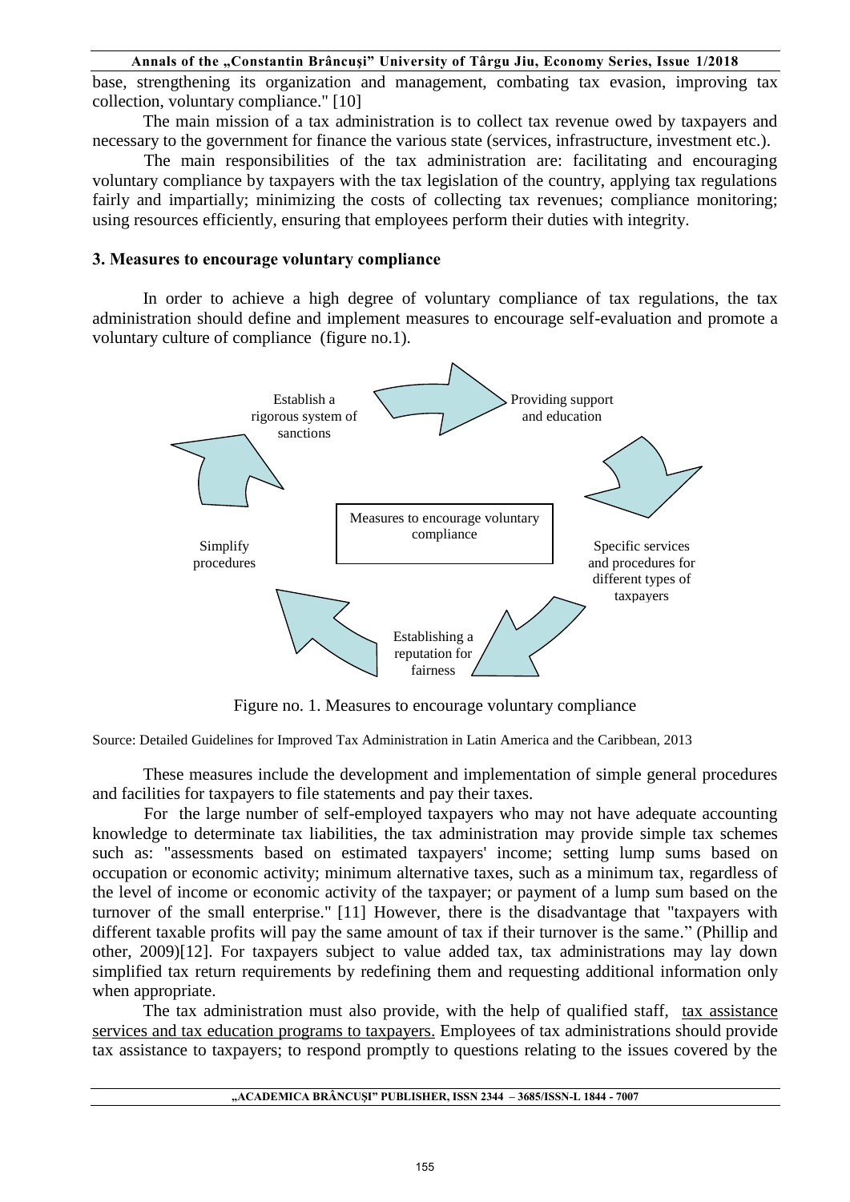base, strengthening its organization and management, combating tax evasion, improving tax collection, voluntary compliance." [10]

The main mission of a tax administration is to collect tax revenue owed by taxpayers and necessary to the government for finance the various state (services, infrastructure, investment etc.).

The main responsibilities of the tax administration are: facilitating and encouraging voluntary compliance by taxpayers with the tax legislation of the country, applying tax regulations fairly and impartially; minimizing the costs of collecting tax revenues; compliance monitoring; using resources efficiently, ensuring that employees perform their duties with integrity.

## 3. Measures to encourage voluntary compliance

In order to achieve a high degree of voluntary compliance of tax regulations, the tax administration should define and implement measures to encourage self-evaluation and promote a voluntary culture of compliance (figure no.1).

Measures to encourage voluntary compliance

- Providing support and education
- Specific services and procedures for different types of taxpayers
- Establishing a reputation for fairness
- Simplify procedures
- Establish a rigorous system of sanctions

Figure no. 1. Measures to encourage voluntary compliance

Source: Detailed Guidelines for Improved Tax Administration in Latin America and the Caribbean, 2013

These measures include the development and implementation of simple general procedures and facilities for taxpayers to file statements and pay their taxes.

For the large number of self-employed taxpayers who may not have adequate accounting knowledge to determinate tax liabilities, the tax administration may provide simple tax schemes such as: "assessments based on estimated taxpayers' income; setting lump sums based on occupation or economic activity; minimum alternative taxes, such as a minimum tax, regardless of the level of income or economic activity of the taxpayer; or payment of a lump sum based on the turnover of the small enterprise." [11] However, there is the disadvantage that "taxpayers with different taxable profits will pay the same amount of tax if their turnover is the same." (Phillip and other, 2009)[12]. For taxpayers subject to value added tax, tax administrations may lay down simplified tax return requirements by redefining them and requesting additional information only when appropriate.

The tax administration must also provide, with the help of qualified staff, tax assistance services and tax education programs to taxpayers. Employees of tax administrations should provide tax assistance to taxpayers; to respond promptly to questions relating to the issues covered by the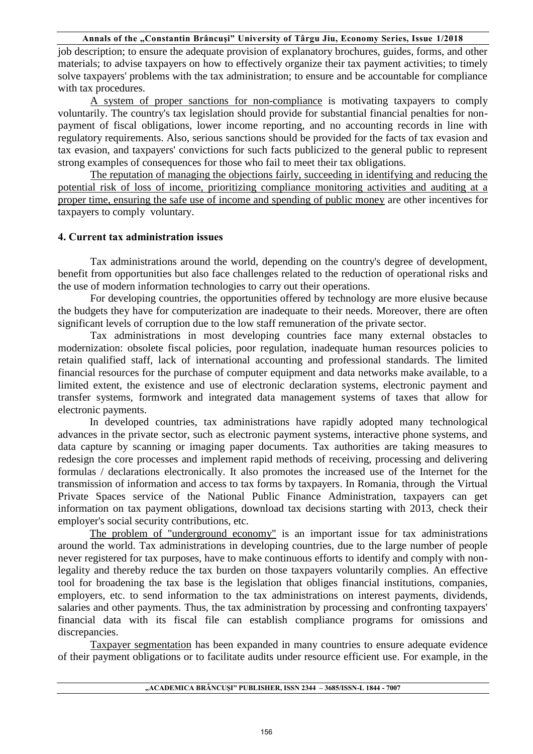job description; to ensure the adequate provision of explanatory brochures, guides, forms, and other materials; to advise taxpayers on how to effectively organize their tax payment activities; to timely solve taxpayers' problems with the tax administration; to ensure and be accountable for compliance with tax procedures.

A system of proper sanctions for non-compliance is motivating taxpayers to comply voluntarily. The country's tax legislation should provide for substantial financial penalties for non-payment of fiscal obligations, lower income reporting, and no accounting records in line with regulatory requirements. Also, serious sanctions should be provided for the facts of tax evasion and tax evasion, and taxpayers' convictions for such facts publicized to the general public to represent strong examples of consequences for those who fail to meet their tax obligations.

The reputation of managing the objections fairly, succeeding in identifying and reducing the potential risk of loss of income, prioritizing compliance monitoring activities and auditing at a proper time, ensuring the safe use of income and spending of public money are other incentives for taxpayers to comply voluntary.

## 4. Current tax administration issues

Tax administrations around the world, depending on the country's degree of development, benefit from opportunities but also face challenges related to the reduction of operational risks and the use of modern information technologies to carry out their operations.

For developing countries, the opportunities offered by technology are more elusive because the budgets they have for computerization are inadequate to their needs. Moreover, there are often significant levels of corruption due to the low staff remuneration of the private sector.

Tax administrations in most developing countries face many external obstacles to modernization: obsolete fiscal policies, poor regulation, inadequate human resources policies to retain qualified staff, lack of international accounting and professional standards. The limited financial resources for the purchase of computer equipment and data networks make available, to a limited extent, the existence and use of electronic declaration systems, electronic payment and transfer systems, formwork and integrated data management systems of taxes that allow for electronic payments.

In developed countries, tax administrations have rapidly adopted many technological advances in the private sector, such as electronic payment systems, interactive phone systems, and data capture by scanning or imaging paper documents. Tax authorities are taking measures to redesign the core processes and implement rapid methods of receiving, processing and delivering formulas / declarations electronically. It also promotes the increased use of the Internet for the transmission of information and access to tax forms by taxpayers. In Romania, through the Virtual Private Spaces service of the National Public Finance Administration, taxpayers can get information on tax payment obligations, download tax decisions starting with 2013, check their employer's social security contributions, etc.

The problem of "underground economy" is an important issue for tax administrations around the world. Tax administrations in developing countries, due to the large number of people never registered for tax purposes, have to make continuous efforts to identify and comply with non-legality and thereby reduce the tax burden on those taxpayers voluntarily complies. An effective tool for broadening the tax base is the legislation that obliges financial institutions, companies, employers, etc. to send information to the tax administrations on interest payments, dividends, salaries and other payments. Thus, the tax administration by processing and confronting taxpayers' financial data with its fiscal file can establish compliance programs for omissions and discrepancies.

Taxpayer segmentation has been expanded in many countries to ensure adequate evidence of their payment obligations or to facilitate audits under resource efficient use. For example, in the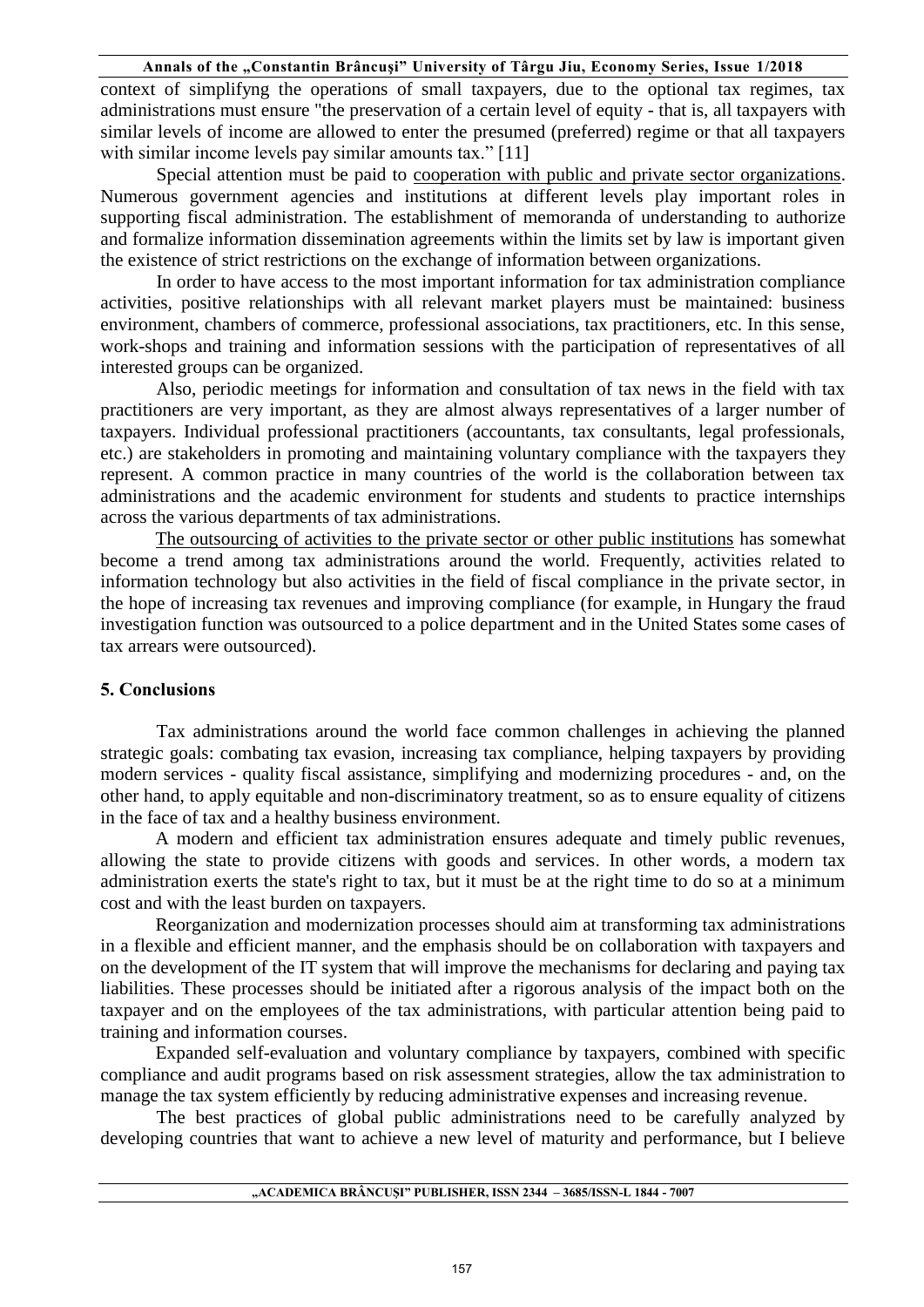context of simplifyng the operations of small taxpayers, due to the optional tax regimes, tax administrations must ensure "the preservation of a certain level of equity - that is, all taxpayers with similar levels of income are allowed to enter the presumed (preferred) regime or that all taxpayers with similar income levels pay similar amounts tax." [11]

Special attention must be paid to cooperation with public and private sector organizations. Numerous government agencies and institutions at different levels play important roles in supporting fiscal administration. The establishment of memoranda of understanding to authorize and formalize information dissemination agreements within the limits set by law is important given the existence of strict restrictions on the exchange of information between organizations.

In order to have access to the most important information for tax administration compliance activities, positive relationships with all relevant market players must be maintained: business environment, chambers of commerce, professional associations, tax practitioners, etc. In this sense, work-shops and training and information sessions with the participation of representatives of all interested groups can be organized.

Also, periodic meetings for information and consultation of tax news in the field with tax practitioners are very important, as they are almost always representatives of a larger number of taxpayers. Individual professional practitioners (accountants, tax consultants, legal professionals, etc.) are stakeholders in promoting and maintaining voluntary compliance with the taxpayers they represent. A common practice in many countries of the world is the collaboration between tax administrations and the academic environment for students and students to practice internships across the various departments of tax administrations.

The outsourcing of activities to the private sector or other public institutions has somewhat become a trend among tax administrations around the world. Frequently, activities related to information technology but also activities in the field of fiscal compliance in the private sector, in the hope of increasing tax revenues and improving compliance (for example, in Hungary the fraud investigation function was outsourced to a police department and in the United States some cases of tax arrears were outsourced).

## 5. Conclusions

Tax administrations around the world face common challenges in achieving the planned strategic goals: combating tax evasion, increasing tax compliance, helping taxpayers by providing modern services - quality fiscal assistance, simplifying and modernizing procedures - and, on the other hand, to apply equitable and non-discriminatory treatment, so as to ensure equality of citizens in the face of tax and a healthy business environment.

A modern and efficient tax administration ensures adequate and timely public revenues, allowing the state to provide citizens with goods and services. In other words, a modern tax administration exerts the state's right to tax, but it must be at the right time to do so at a minimum cost and with the least burden on taxpayers.

Reorganization and modernization processes should aim at transforming tax administrations in a flexible and efficient manner, and the emphasis should be on collaboration with taxpayers and on the development of the IT system that will improve the mechanisms for declaring and paying tax liabilities. These processes should be initiated after a rigorous analysis of the impact both on the taxpayer and on the employees of the tax administrations, with particular attention being paid to training and information courses.

Expanded self-evaluation and voluntary compliance by taxpayers, combined with specific compliance and audit programs based on risk assessment strategies, allow the tax administration to manage the tax system efficiently by reducing administrative expenses and increasing revenue.

The best practices of global public administrations need to be carefully analyzed by developing countries that want to achieve a new level of maturity and performance, but I believe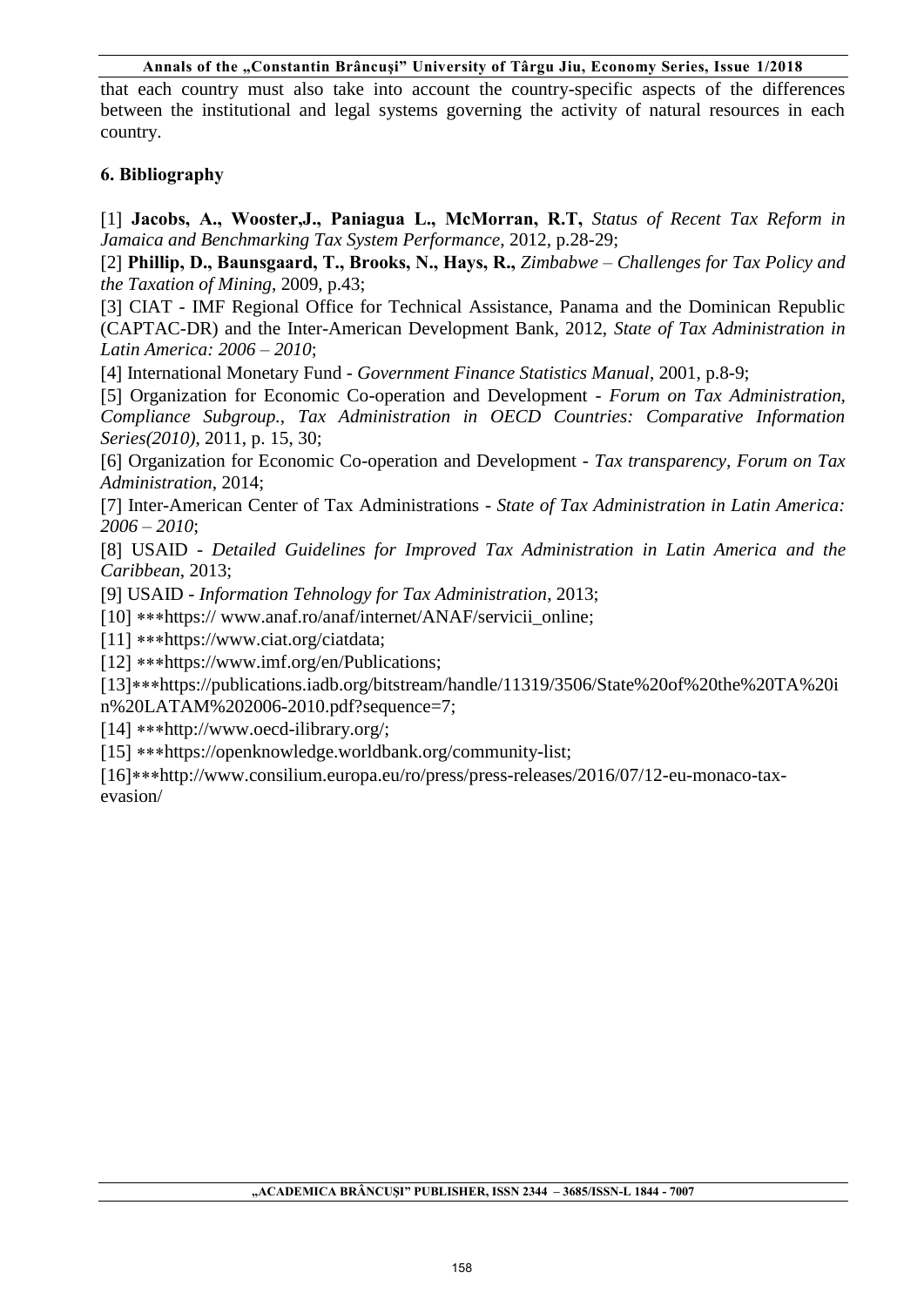that each country must also take into account the country-specific aspects of the differences between the institutional and legal systems governing the activity of natural resources in each country.

## 6. Bibliography

[1] **Jacobs, A., Wooster,J., Paniagua L., McMorran, R.T,** *Status of Recent Tax Reform in Jamaica and Benchmarking Tax System Performance*, 2012, p.28-29;

[2] **Phillip, D., Baunsgaard, T., Brooks, N., Hays, R.,** *Zimbabwe – Challenges for Tax Policy and the Taxation of Mining*, 2009, p.43;

[3] CIAT - IMF Regional Office for Technical Assistance, Panama and the Dominican Republic (CAPTAC-DR) and the Inter-American Development Bank, 2012, *State of Tax Administration in Latin America: 2006 – 2010*;

[4] International Monetary Fund - *Government Finance Statistics Manual*, 2001, p.8-9;

[5] Organization for Economic Co-operation and Development - *Forum on Tax Administration, Compliance Subgroup., Tax Administration in OECD Countries: Comparative Information Series(2010)*, 2011, p. 15, 30;

[6] Organization for Economic Co-operation and Development - *Tax transparency, Forum on Tax Administration*, 2014;

[7] Inter-American Center of Tax Administrations - *State of Tax Administration in Latin America: 2006 – 2010*;

[8] USAID - *Detailed Guidelines for Improved Tax Administration in Latin America and the Caribbean*, 2013;

[9] USAID - *Information Tehnology for Tax Administration*, 2013;

[10] ***https:// www.anaf.ro/anaf/internet/ANAF/servicii_online;

[11] ***https://www.ciat.org/ciatdata;

[12] ***https://www.imf.org/en/Publications;

[13]***https://publications.iadb.org/bitstream/handle/11319/3506/State%20of%20the%20TA%20in%20LATAM%202006-2010.pdf?sequence=7;

[14] ***http://www.oecd-ilibrary.org/;

[15] ***https://openknowledge.worldbank.org/community-list;

[16]***http://www.consilium.europa.eu/ro/press/press-releases/2016/07/12-eu-monaco-tax-evasion/